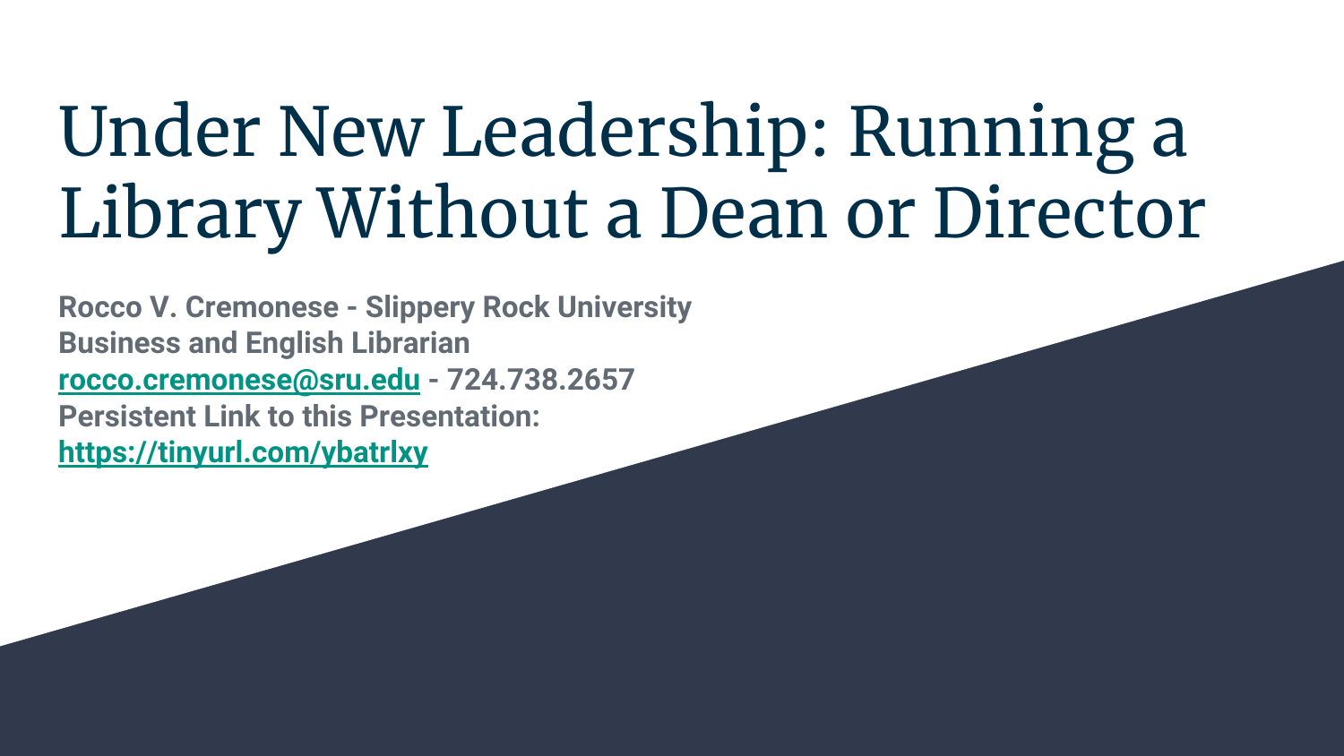# Under New Leadership: Running a Library Without a Dean or Director

**Rocco V. Cremonese - Slippery Rock University**
**Business and English Librarian**
**rocco.cremonese@sru.edu - 724.738.2657**
**Persistent Link to this Presentation:**
**https://tinyurl.com/ybatrlxy**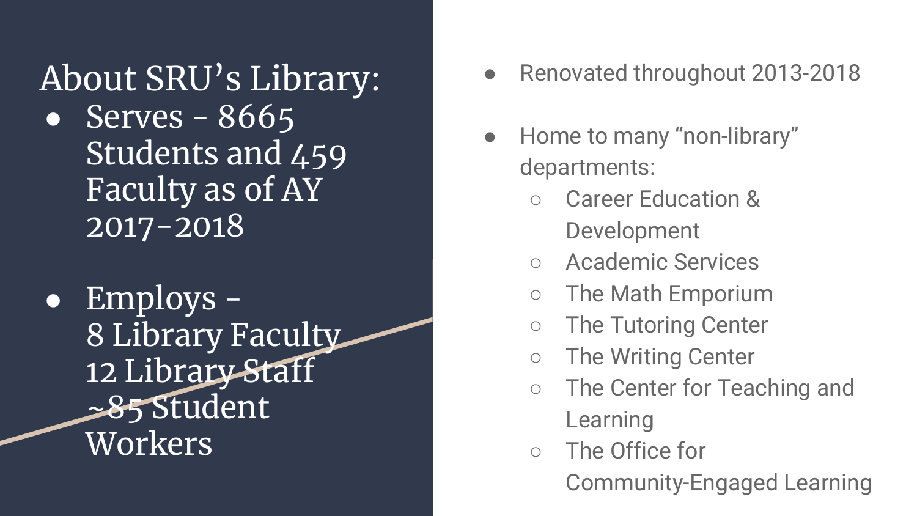# About SRU's Library:

- Serves - 8665 Students and 459 Faculty as of AY 2017-2018

- Employs -
  8 Library Faculty
  12 Library Staff
  ~85 Student Workers

- Renovated throughout 2013-2018

- Home to many "non-library" departments:
  - Career Education & Development
  - Academic Services
  - The Math Emporium
  - The Tutoring Center
  - The Writing Center
  - The Center for Teaching and Learning
  - The Office for Community-Engaged Learning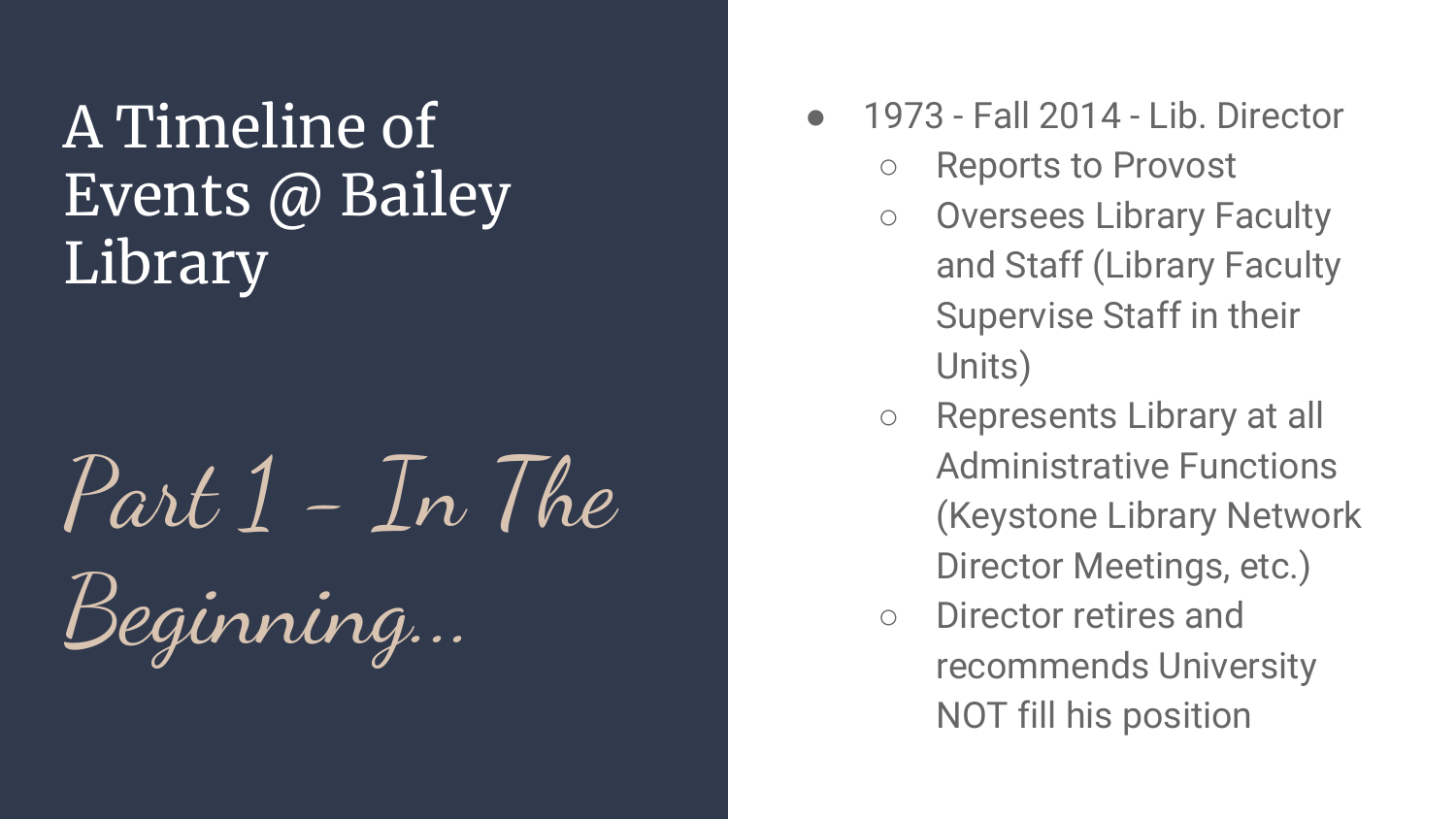# A Timeline of Events @ Bailey Library

## *Part 1 - In The Beginning...*

- 1973 - Fall 2014 - Lib. Director
  - Reports to Provost
  - Oversees Library Faculty and Staff (Library Faculty Supervise Staff in their Units)
  - Represents Library at all Administrative Functions (Keystone Library Network Director Meetings, etc.)
  - Director retires and recommends University NOT fill his position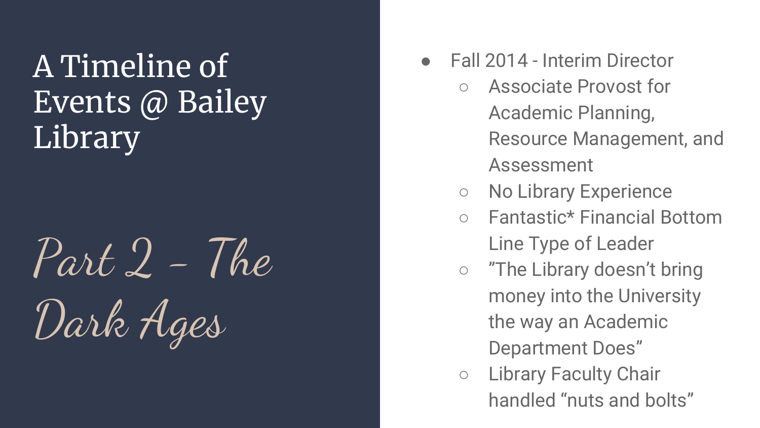# A Timeline of Events @ Bailey Library

## *Part 2 - The Dark Ages*

- Fall 2014 - Interim Director
  - Associate Provost for Academic Planning, Resource Management, and Assessment
  - No Library Experience
  - Fantastic* Financial Bottom Line Type of Leader
  - "The Library doesn't bring money into the University the way an Academic Department Does"
  - Library Faculty Chair handled "nuts and bolts"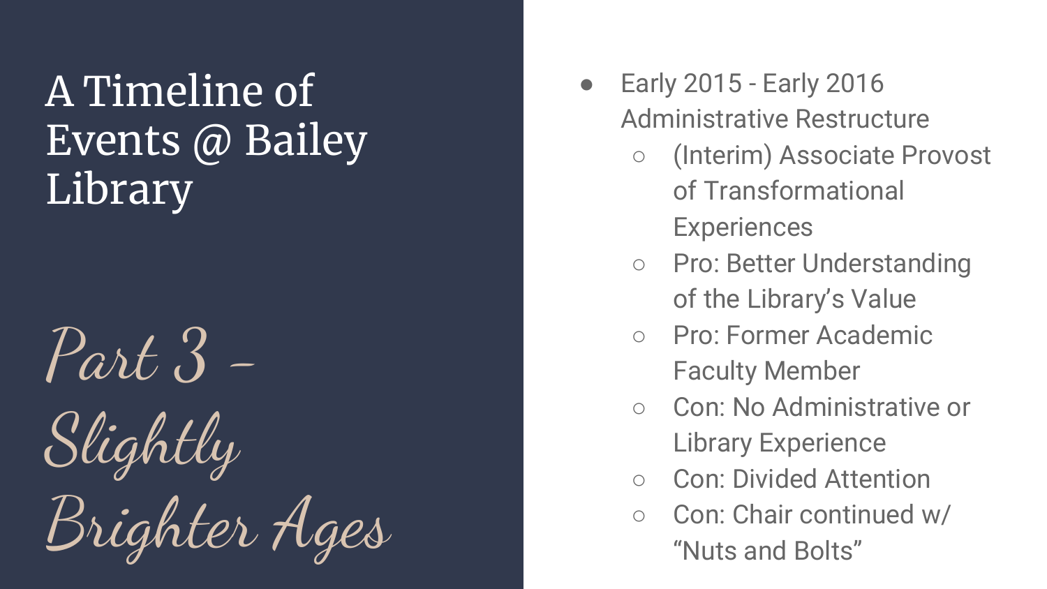# A Timeline of Events @ Bailey Library

## *Part 3 - Slightly Brighter Ages*

- Early 2015 - Early 2016 Administrative Restructure
  - (Interim) Associate Provost of Transformational Experiences
  - Pro: Better Understanding of the Library's Value
  - Pro: Former Academic Faculty Member
  - Con: No Administrative or Library Experience
  - Con: Divided Attention
  - Con: Chair continued w/ "Nuts and Bolts"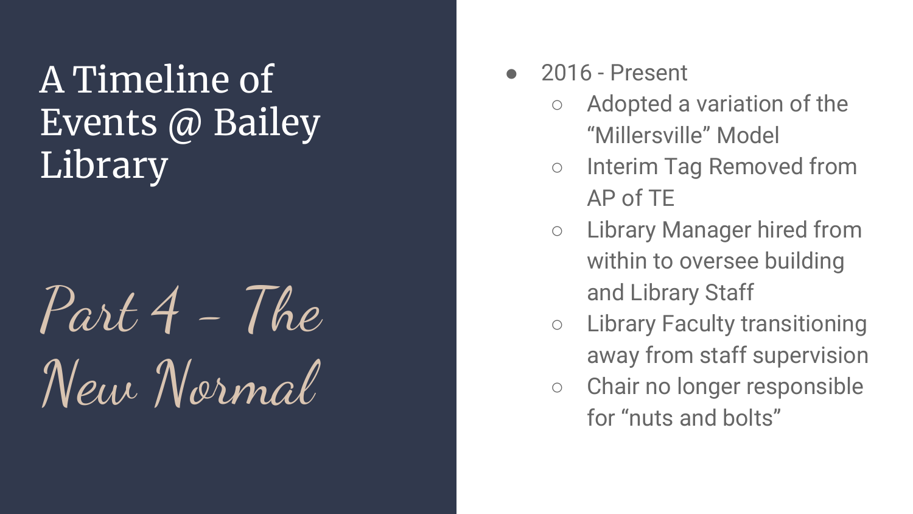# A Timeline of Events @ Bailey Library

## *Part 4 – The New Normal*

- 2016 - Present
  - Adopted a variation of the "Millersville" Model
  - Interim Tag Removed from AP of TE
  - Library Manager hired from within to oversee building and Library Staff
  - Library Faculty transitioning away from staff supervision
  - Chair no longer responsible for "nuts and bolts"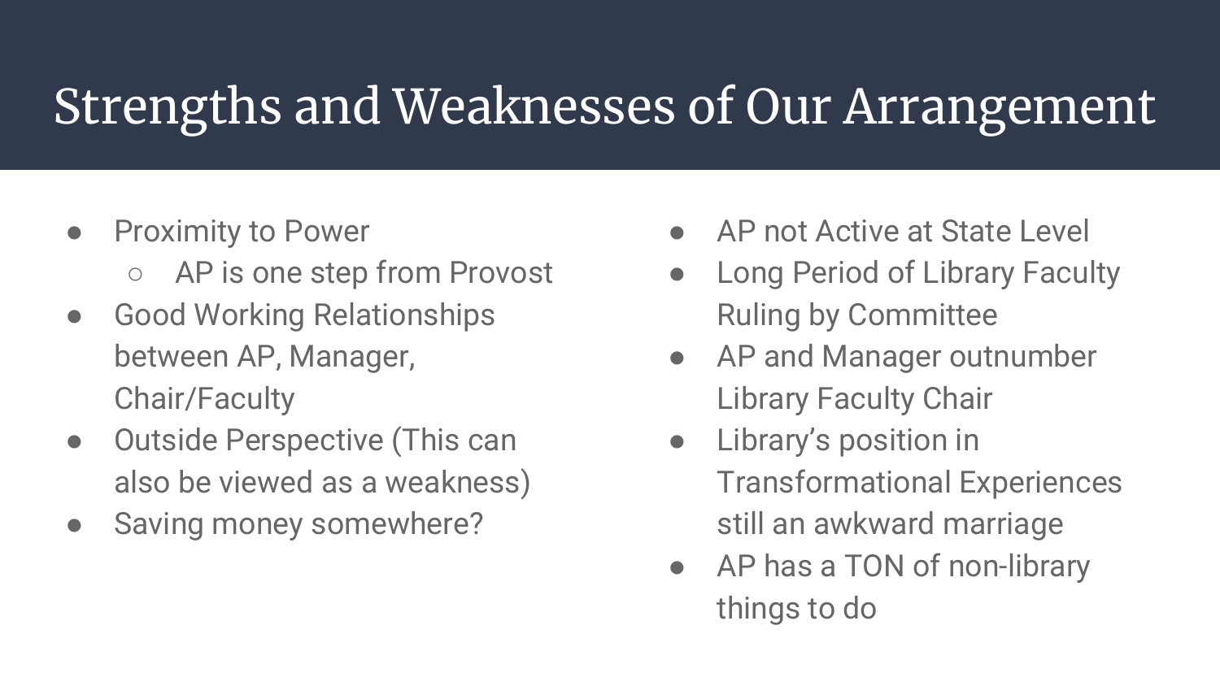# Strengths and Weaknesses of Our Arrangement

- Proximity to Power
  - AP is one step from Provost
- Good Working Relationships between AP, Manager, Chair/Faculty
- Outside Perspective (This can also be viewed as a weakness)
- Saving money somewhere?

- AP not Active at State Level
- Long Period of Library Faculty Ruling by Committee
- AP and Manager outnumber Library Faculty Chair
- Library's position in Transformational Experiences still an awkward marriage
- AP has a TON of non-library things to do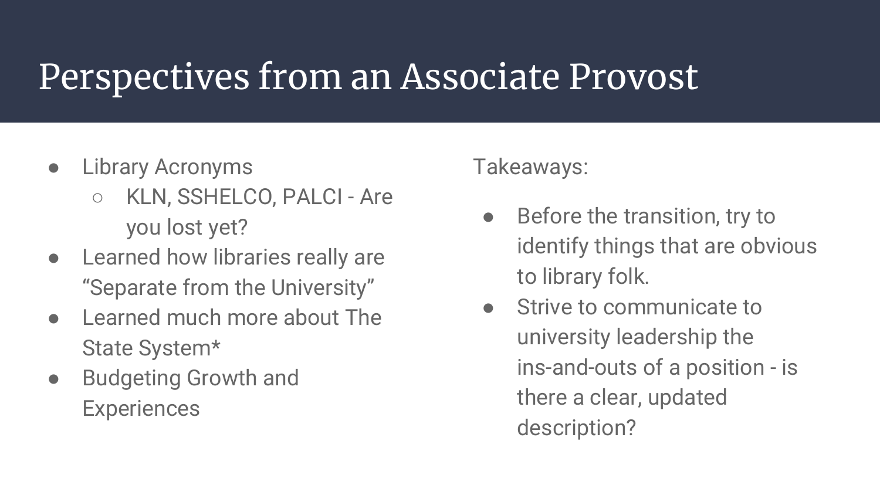# Perspectives from an Associate Provost

- Library Acronyms
  - KLN, SSHELCO, PALCI - Are you lost yet?
- Learned how libraries really are “Separate from the University”
- Learned much more about The State System*
- Budgeting Growth and Experiences

Takeaways:

- Before the transition, try to identify things that are obvious to library folk.
- Strive to communicate to university leadership the ins-and-outs of a position - is there a clear, updated description?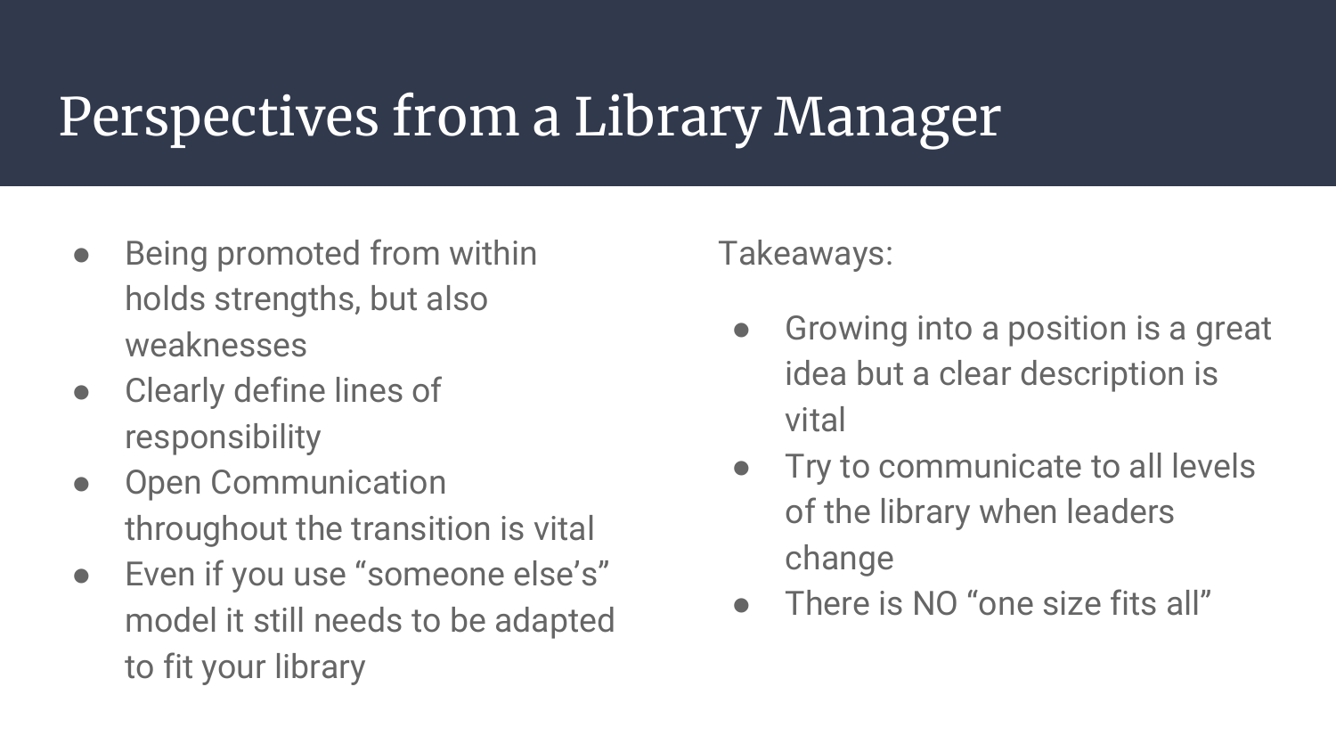# Perspectives from a Library Manager

- Being promoted from within holds strengths, but also weaknesses
- Clearly define lines of responsibility
- Open Communication throughout the transition is vital
- Even if you use “someone else’s” model it still needs to be adapted to fit your library

Takeaways:

- Growing into a position is a great idea but a clear description is vital
- Try to communicate to all levels of the library when leaders change
- There is NO “one size fits all”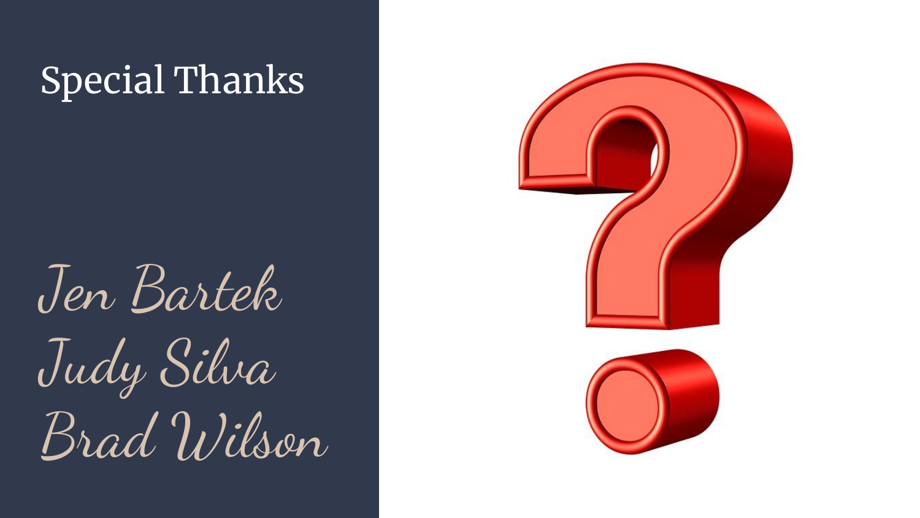# Special Thanks

Jen Bartek

Judy Silva

Brad Wilson